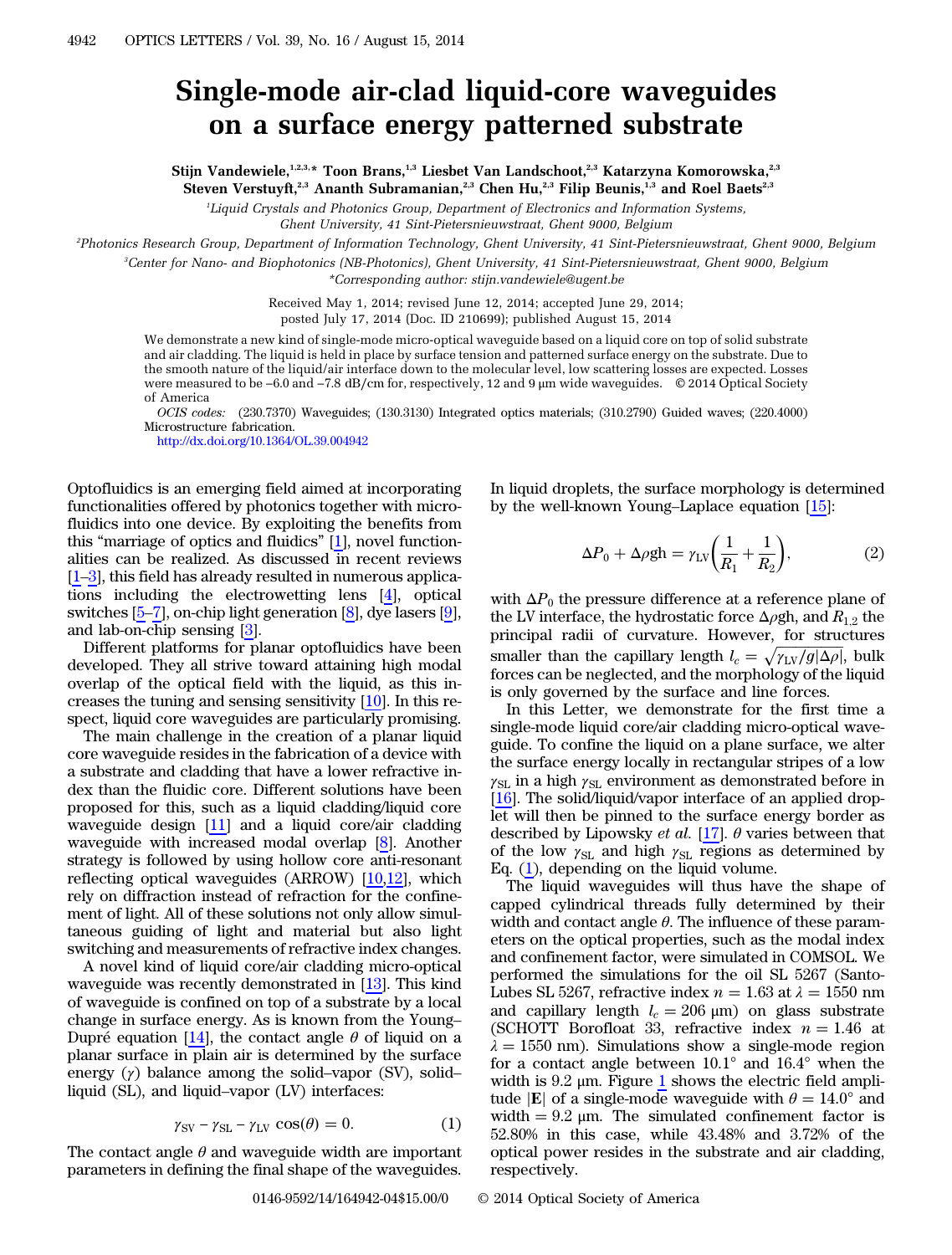# Single-mode air-clad liquid-core waveguides on a surface energy patterned substrate

Stijn Vandewiele,[1,2,3,*] Toon Brans,[1,3] Liesbet Van Landschoot,[2,3] Katarzyna Komorowska,[2,3] Steven Verstuyft,[2,3] Ananth Subramanian,[2,3] Chen Hu,[2,3] Filip Beunis,[1,3] and Roel Baets[2,3]

[1]Liquid Crystals and Photonics Group, Department of Electronics and Information Systems, Ghent University, 41 Sint-Pietersnieuwstraat, Ghent 9000, Belgium

[2]Photonics Research Group, Department of Information Technology, Ghent University, 41 Sint-Pietersnieuwstraat, Ghent 9000, Belgium

[3]Center for Nano- and Biophotonics (NB-Photonics), Ghent University, 41 Sint-Pietersnieuwstraat, Ghent 9000, Belgium

*Corresponding author: stijn.vandewiele@ugent.be

Received May 1, 2014; revised June 12, 2014; accepted June 29, 2014; posted July 17, 2014 (Doc. ID 210699); published August 15, 2014

We demonstrate a new kind of single-mode micro-optical waveguide based on a liquid core on top of solid substrate and air cladding. The liquid is held in place by surface tension and patterned surface energy on the substrate. Due to the smooth nature of the liquid/air interface down to the molecular level, low scattering losses are expected. Losses were measured to be –6.0 and –7.8 dB/cm for, respectively, 12 and 9 μm wide waveguides. © 2014 Optical Society of America

*OCIS codes:* (230.7370) Waveguides; (130.3130) Integrated optics materials; (310.2790) Guided waves; (220.4000) Microstructure fabrication.

http://dx.doi.org/10.1364/OL.39.004942

Optofluidics is an emerging field aimed at incorporating functionalities offered by photonics together with microfluidics into one device. By exploiting the benefits from this "marriage of optics and fluidics" [1], novel functionalities can be realized. As discussed in recent reviews [1–3], this field has already resulted in numerous applications including the electrowetting lens [4], optical switches [5–7], on-chip light generation [8], dye lasers [9], and lab-on-chip sensing [3].

Different platforms for planar optofluidics have been developed. They all strive toward attaining high modal overlap of the optical field with the liquid, as this increases the tuning and sensing sensitivity [10]. In this respect, liquid core waveguides are particularly promising.

The main challenge in the creation of a planar liquid core waveguide resides in the fabrication of a device with a substrate and cladding that have a lower refractive index than the fluidic core. Different solutions have been proposed for this, such as a liquid cladding/liquid core waveguide design [11] and a liquid core/air cladding waveguide with increased modal overlap [8]. Another strategy is followed by using hollow core anti-resonant reflecting optical waveguides (ARROW) [10,12], which rely on diffraction instead of refraction for the confinement of light. All of these solutions not only allow simultaneous guiding of light and material but also light switching and measurements of refractive index changes.

A novel kind of liquid core/air cladding micro-optical waveguide was recently demonstrated in [13]. This kind of waveguide is confined on top of a substrate by a local change in surface energy. As is known from the Young–Dupré equation [14], the contact angle $\theta$ of liquid on a planar surface in plain air is determined by the surface energy ($\gamma$) balance among the solid–vapor (SV), solid–liquid (SL), and liquid–vapor (LV) interfaces:

$$\gamma_{\mathrm{SV}} - \gamma_{\mathrm{SL}} - \gamma_{\mathrm{LV}} \cos(\theta) = 0. \quad (1)$$

The contact angle $\theta$ and waveguide width are important parameters in defining the final shape of the waveguides. In liquid droplets, the surface morphology is determined by the well-known Young–Laplace equation [15]:

$$\Delta P_0 + \Delta\rho \mathrm{gh} = \gamma_{\mathrm{LV}}\left(\frac{1}{R_1} + \frac{1}{R_2}\right), \quad (2)$$

with $\Delta P_0$ the pressure difference at a reference plane of the LV interface, the hydrostatic force $\Delta\rho$gh, and $R_{1,2}$ the principal radii of curvature. However, for structures smaller than the capillary length $l_c = \sqrt{\gamma_{\mathrm{LV}}/g|\Delta\rho|}$, bulk forces can be neglected, and the morphology of the liquid is only governed by the surface and line forces.

In this Letter, we demonstrate for the first time a single-mode liquid core/air cladding micro-optical waveguide. To confine the liquid on a plane surface, we alter the surface energy locally in rectangular stripes of a low $\gamma_{\mathrm{SL}}$ in a high $\gamma_{\mathrm{SL}}$ environment as demonstrated before in [16]. The solid/liquid/vapor interface of an applied droplet will then be pinned to the surface energy border as described by Lipowsky *et al.* [17]. $\theta$ varies between that of the low $\gamma_{\mathrm{SL}}$ and high $\gamma_{\mathrm{SL}}$ regions as determined by Eq. (1), depending on the liquid volume.

The liquid waveguides will thus have the shape of capped cylindrical threads fully determined by their width and contact angle $\theta$. The influence of these parameters on the optical properties, such as the modal index and confinement factor, were simulated in COMSOL. We performed the simulations for the oil SL 5267 (Santo-Lubes SL 5267, refractive index $n = 1.63$ at $\lambda = 1550$ nm and capillary length $l_c = 206$ μm) on glass substrate (SCHOTT Borofloat 33, refractive index $n = 1.46$ at $\lambda = 1550$ nm). Simulations show a single-mode region for a contact angle between 10.1° and 16.4° when the width is 9.2 μm. Figure 1 shows the electric field amplitude $|\mathbf{E}|$ of a single-mode waveguide with $\theta = 14.0°$ and width = 9.2 μm. The simulated confinement factor is 52.80% in this case, while 43.48% and 3.72% of the optical power resides in the substrate and air cladding, respectively.

0146-9592/14/164942-04$15.00/0 © 2014 Optical Society of America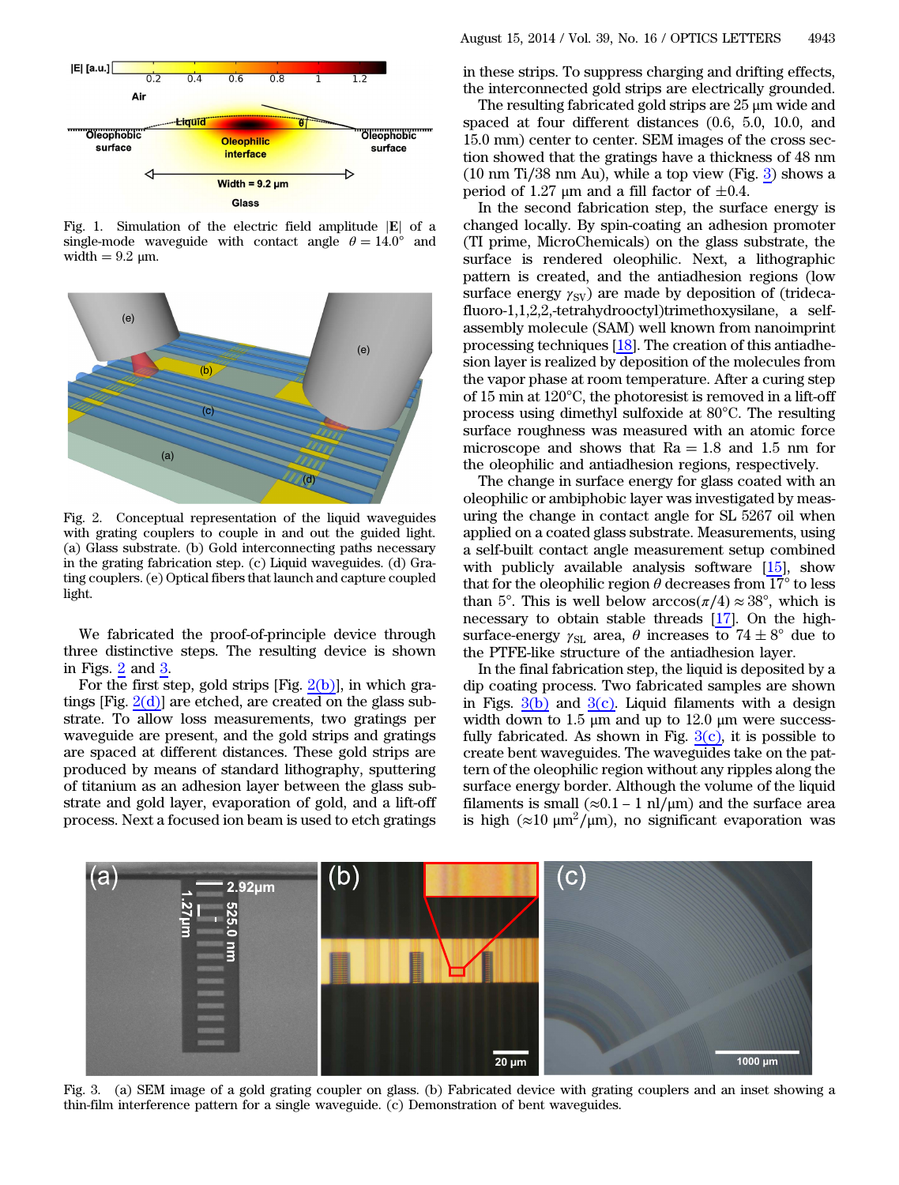Fig. 1. Simulation of the electric field amplitude $|\mathbf{E}|$ of a single-mode waveguide with contact angle $\theta = 14.0°$ and width $= 9.2$ μm.

Fig. 2. Conceptual representation of the liquid waveguides with grating couplers to couple in and out the guided light. (a) Glass substrate. (b) Gold interconnecting paths necessary in the grating fabrication step. (c) Liquid waveguides. (d) Grating couplers. (e) Optical fibers that launch and capture coupled light.

We fabricated the proof-of-principle device through three distinctive steps. The resulting device is shown in Figs. 2 and 3.

For the first step, gold strips [Fig. 2(b)], in which gratings [Fig. 2(d)] are etched, are created on the glass substrate. To allow loss measurements, two gratings per waveguide are present, and the gold strips and gratings are spaced at different distances. These gold strips are produced by means of standard lithography, sputtering of titanium as an adhesion layer between the glass substrate and gold layer, evaporation of gold, and a lift-off process. Next a focused ion beam is used to etch gratings in these strips. To suppress charging and drifting effects, the interconnected gold strips are electrically grounded.

The resulting fabricated gold strips are 25 μm wide and spaced at four different distances (0.6, 5.0, 10.0, and 15.0 mm) center to center. SEM images of the cross section showed that the gratings have a thickness of 48 nm (10 nm Ti/38 nm Au), while a top view (Fig. 3) shows a period of 1.27 μm and a fill factor of ±0.4.

In the second fabrication step, the surface energy is changed locally. By spin-coating an adhesion promoter (TI prime, MicroChemicals) on the glass substrate, the surface is rendered oleophilic. Next, a lithographic pattern is created, and the antiadhesion regions (low surface energy $\gamma_{\text{SV}}$) are made by deposition of (trideca-fluoro-1,1,2,2,-tetrahydrooctyl)trimethoxysilane, a self-assembly molecule (SAM) well known from nanoimprint processing techniques [18]. The creation of this antiadhesion layer is realized by deposition of the molecules from the vapor phase at room temperature. After a curing step of 15 min at 120°C, the photoresist is removed in a lift-off process using dimethyl sulfoxide at 80°C. The resulting surface roughness was measured with an atomic force microscope and shows that Ra = 1.8 and 1.5 nm for the oleophilic and antiadhesion regions, respectively.

The change in surface energy for glass coated with an oleophilic or ambiphobic layer was investigated by measuring the change in contact angle for SL 5267 oil when applied on a coated glass substrate. Measurements, using a self-built contact angle measurement setup combined with publicly available analysis software [15], show that for the oleophilic region $\theta$ decreases from 17° to less than 5°. This is well below $\arccos(\pi/4) \approx 38°$, which is necessary to obtain stable threads [17]. On the high-surface-energy $\gamma_{\text{SL}}$ area, $\theta$ increases to $74 \pm 8°$ due to the PTFE-like structure of the antiadhesion layer.

In the final fabrication step, the liquid is deposited by a dip coating process. Two fabricated samples are shown in Figs. 3(b) and 3(c). Liquid filaments with a design width down to 1.5 μm and up to 12.0 μm were successfully fabricated. As shown in Fig. 3(c), it is possible to create bent waveguides. The waveguides take on the pattern of the oleophilic region without any ripples along the surface energy border. Although the volume of the liquid filaments is small (≈0.1 – 1 nl/μm) and the surface area is high (≈10 μm²/μm), no significant evaporation was

Fig. 3. (a) SEM image of a gold grating coupler on glass. (b) Fabricated device with grating couplers and an inset showing a thin-film interference pattern for a single waveguide. (c) Demonstration of bent waveguides.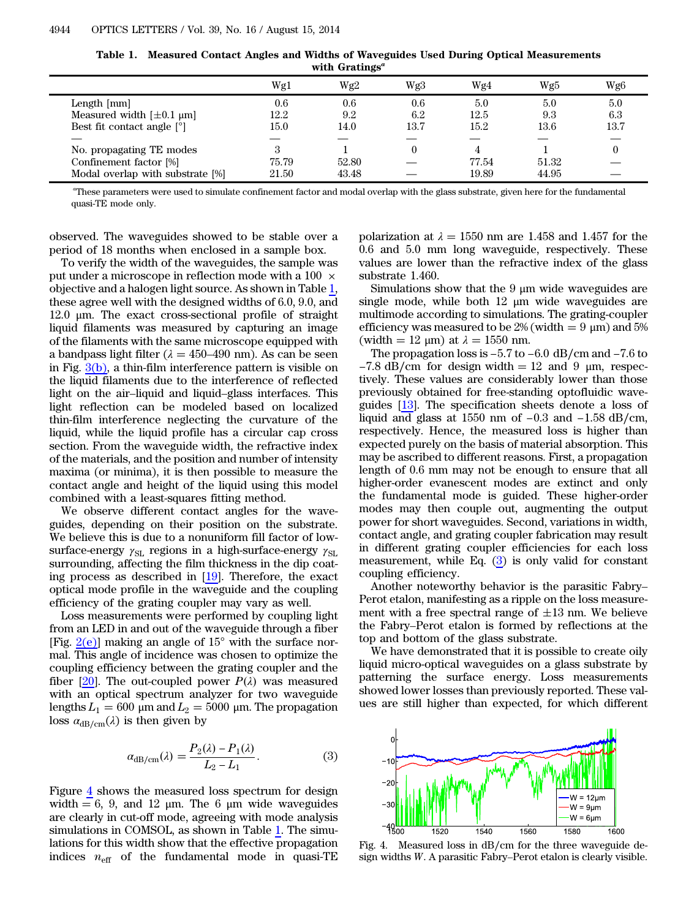**Table 1. Measured Contact Angles and Widths of Waveguides Used During Optical Measurements with Gratings[a]**

| | Wg1 | Wg2 | Wg3 | Wg4 | Wg5 | Wg6 |
|---|---|---|---|---|---|---|
| Length [mm] | 0.6 | 0.6 | 0.6 | 5.0 | 5.0 | 5.0 |
| Measured width [±0.1 μm] | 12.2 | 9.2 | 6.2 | 12.5 | 9.3 | 6.3 |
| Best fit contact angle [°] | 15.0 | 14.0 | 13.7 | 15.2 | 13.6 | 13.7 |
| — | — | — | — | — | — | — |
| No. propagating TE modes | 3 | 1 | 0 | 4 | 1 | 0 |
| Confinement factor [%] | 75.79 | 52.80 | — | 77.54 | 51.32 | — |
| Modal overlap with substrate [%] | 21.50 | 43.48 | — | 19.89 | 44.95 | — |

[a]These parameters were used to simulate confinement factor and modal overlap with the glass substrate, given here for the fundamental quasi-TE mode only.

observed. The waveguides showed to be stable over a period of 18 months when enclosed in a sample box.

To verify the width of the waveguides, the sample was put under a microscope in reflection mode with a 100 × objective and a halogen light source. As shown in Table 1, these agree well with the designed widths of 6.0, 9.0, and 12.0 μm. The exact cross-sectional profile of straight liquid filaments was measured by capturing an image of the filaments with the same microscope equipped with a bandpass light filter ($\lambda = 450$–$490$ nm). As can be seen in Fig. 3(b), a thin-film interference pattern is visible on the liquid filaments due to the interference of reflected light on the air–liquid and liquid–glass interfaces. This light reflection can be modeled based on localized thin-film interference neglecting the curvature of the liquid, while the liquid profile has a circular cap cross section. From the waveguide width, the refractive index of the materials, and the position and number of intensity maxima (or minima), it is then possible to measure the contact angle and height of the liquid using this model combined with a least-squares fitting method.

We observe different contact angles for the waveguides, depending on their position on the substrate. We believe this is due to a nonuniform fill factor of low-surface-energy $\gamma_{SL}$ regions in a high-surface-energy $\gamma_{SL}$ surrounding, affecting the film thickness in the dip coating process as described in [19]. Therefore, the exact optical mode profile in the waveguide and the coupling efficiency of the grating coupler may vary as well.

Loss measurements were performed by coupling light from an LED in and out of the waveguide through a fiber [Fig. 2(e)] making an angle of 15° with the surface normal. This angle of incidence was chosen to optimize the coupling efficiency between the grating coupler and the fiber [20]. The out-coupled power $P(\lambda)$ was measured with an optical spectrum analyzer for two waveguide lengths $L_1 = 600$ μm and $L_2 = 5000$ μm. The propagation loss $\alpha_{\mathrm{dB/cm}}(\lambda)$ is then given by

$$\alpha_{\mathrm{dB/cm}}(\lambda) = \frac{P_2(\lambda) - P_1(\lambda)}{L_2 - L_1}. \tag{3}$$

Figure 4 shows the measured loss spectrum for design width = 6, 9, and 12 μm. The 6 μm wide waveguides are clearly in cut-off mode, agreeing with mode analysis simulations in COMSOL, as shown in Table 1. The simulations for this width show that the effective propagation indices $n_{\mathrm{eff}}$ of the fundamental mode in quasi-TE polarization at $\lambda = 1550$ nm are 1.458 and 1.457 for the 0.6 and 5.0 mm long waveguide, respectively. These values are lower than the refractive index of the glass substrate 1.460.

Simulations show that the 9 μm wide waveguides are single mode, while both 12 μm wide waveguides are multimode according to simulations. The grating-coupler efficiency was measured to be 2% (width = 9 μm) and 5% (width = 12 μm) at $\lambda = 1550$ nm.

The propagation loss is −5.7 to −6.0 dB/cm and −7.6 to −7.8 dB/cm for design width = 12 and 9 μm, respectively. These values are considerably lower than those previously obtained for free-standing optofluidic waveguides [13]. The specification sheets denote a loss of liquid and glass at 1550 nm of −0.3 and −1.58 dB/cm, respectively. Hence, the measured loss is higher than expected purely on the basis of material absorption. This may be ascribed to different reasons. First, a propagation length of 0.6 mm may not be enough to ensure that all higher-order evanescent modes are extinct and only the fundamental mode is guided. These higher-order modes may then couple out, augmenting the output power for short waveguides. Second, variations in width, contact angle, and grating coupler fabrication may result in different grating coupler efficiencies for each loss measurement, while Eq. (3) is only valid for constant coupling efficiency.

Another noteworthy behavior is the parasitic Fabry–Perot etalon, manifesting as a ripple on the loss measurement with a free spectral range of ±13 nm. We believe the Fabry–Perot etalon is formed by reflections at the top and bottom of the glass substrate.

We have demonstrated that it is possible to create oily liquid micro-optical waveguides on a glass substrate by patterning the surface energy. Loss measurements showed lower losses than previously reported. These values are still higher than expected, for which different

Fig. 4. Measured loss in dB/cm for the three waveguide design widths $W$. A parasitic Fabry–Perot etalon is clearly visible.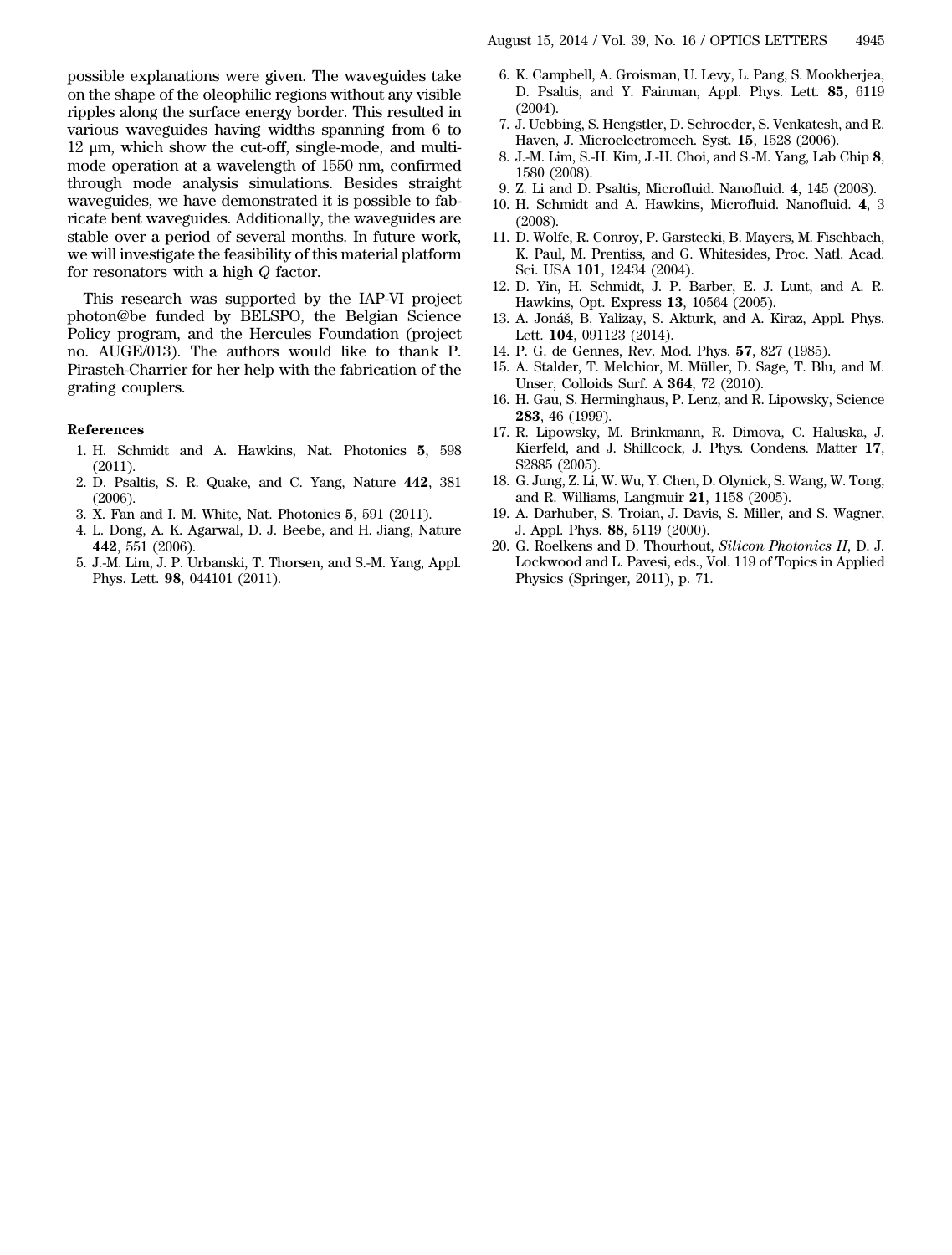possible explanations were given. The waveguides take on the shape of the oleophilic regions without any visible ripples along the surface energy border. This resulted in various waveguides having widths spanning from 6 to 12 μm, which show the cut-off, single-mode, and multi-mode operation at a wavelength of 1550 nm, confirmed through mode analysis simulations. Besides straight waveguides, we have demonstrated it is possible to fabricate bent waveguides. Additionally, the waveguides are stable over a period of several months. In future work, we will investigate the feasibility of this material platform for resonators with a high $Q$ factor.

This research was supported by the IAP-VI project photon@be funded by BELSPO, the Belgian Science Policy program, and the Hercules Foundation (project no. AUGE/013). The authors would like to thank P. Pirasteh-Charrier for her help with the fabrication of the grating couplers.

### References

1. H. Schmidt and A. Hawkins, Nat. Photonics **5**, 598 (2011).
2. D. Psaltis, S. R. Quake, and C. Yang, Nature **442**, 381 (2006).
3. X. Fan and I. M. White, Nat. Photonics **5**, 591 (2011).
4. L. Dong, A. K. Agarwal, D. J. Beebe, and H. Jiang, Nature **442**, 551 (2006).
5. J.-M. Lim, J. P. Urbanski, T. Thorsen, and S.-M. Yang, Appl. Phys. Lett. **98**, 044101 (2011).
6. K. Campbell, A. Groisman, U. Levy, L. Pang, S. Mookherjea, D. Psaltis, and Y. Fainman, Appl. Phys. Lett. **85**, 6119 (2004).
7. J. Uebbing, S. Hengstler, D. Schroeder, S. Venkatesh, and R. Haven, J. Microelectromech. Syst. **15**, 1528 (2006).
8. J.-M. Lim, S.-H. Kim, J.-H. Choi, and S.-M. Yang, Lab Chip **8**, 1580 (2008).
9. Z. Li and D. Psaltis, Microfluid. Nanofluid. **4**, 145 (2008).
10. H. Schmidt and A. Hawkins, Microfluid. Nanofluid. **4**, 3 (2008).
11. D. Wolfe, R. Conroy, P. Garstecki, B. Mayers, M. Fischbach, K. Paul, M. Prentiss, and G. Whitesides, Proc. Natl. Acad. Sci. USA **101**, 12434 (2004).
12. D. Yin, H. Schmidt, J. P. Barber, E. J. Lunt, and A. R. Hawkins, Opt. Express **13**, 10564 (2005).
13. A. Jonáš, B. Yalizay, S. Akturk, and A. Kiraz, Appl. Phys. Lett. **104**, 091123 (2014).
14. P. G. de Gennes, Rev. Mod. Phys. **57**, 827 (1985).
15. A. Stalder, T. Melchior, M. Müller, D. Sage, T. Blu, and M. Unser, Colloids Surf. A **364**, 72 (2010).
16. H. Gau, S. Herminghaus, P. Lenz, and R. Lipowsky, Science **283**, 46 (1999).
17. R. Lipowsky, M. Brinkmann, R. Dimova, C. Haluska, J. Kierfeld, and J. Shillcock, J. Phys. Condens. Matter **17**, S2885 (2005).
18. G. Jung, Z. Li, W. Wu, Y. Chen, D. Olynick, S. Wang, W. Tong, and R. Williams, Langmuir **21**, 1158 (2005).
19. A. Darhuber, S. Troian, J. Davis, S. Miller, and S. Wagner, J. Appl. Phys. **88**, 5119 (2000).
20. G. Roelkens and D. Thourhout, *Silicon Photonics II*, D. J. Lockwood and L. Pavesi, eds., Vol. 119 of Topics in Applied Physics (Springer, 2011), p. 71.